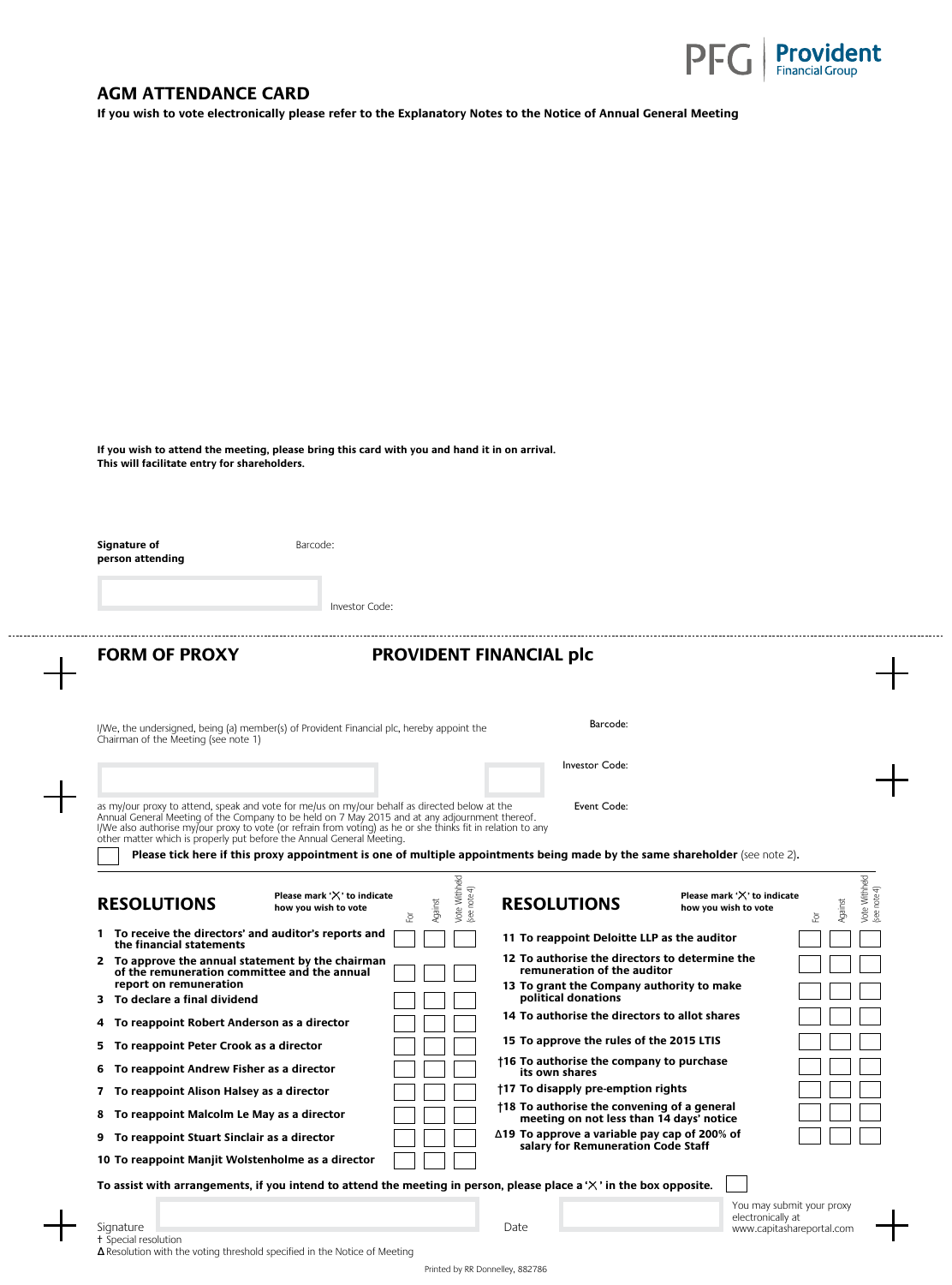PFG Provident Financial Group

## AGM ATTENDANCE CARD

**If you wish to vote electronically please refer to the Explanatory Notes to the Notice of Annual General Meeting**

**If you wish to attend the meeting, please bring this card with you and hand it in on arrival. This will facilitate entry for shareholders.**

**Signature of person attending**

Barcode:

Investor Code:

## FORM OF PROXY

## PROVIDENT FINANCIAL plc

I/We, the undersigned, being (a) member(s) of Provident Financial plc, hereby appoint the Chairman of the Meeting (see note 1)

Barcode:

Investor Code:

Event Code:

as my/our proxy to attend, speak and vote for me/us on my/our behalf as directed below at the Annual General Meeting of the Company to be held on 7 May 2015 and at any adjournment thereof. I/We also authorise my/our proxy to vote (or refrain from voting) as he or she thinks fit in relation to any other matter which is properly put before the Annual General Meeting.

☐ **Please tick here if this proxy appointment is one of multiple appointments being made by the same shareholder** (see note 2).

### RESOLUTIONS

**Please mark '✕' to indicate how you wish to vote**

| RESOLUTIONS | For | Against | Vote Withheld (see note 4) |
|---|---|---|---|
| **1 To receive the directors' and auditor's reports and the financial statements** | | | |
| **2 To approve the annual statement by the chairman of the remuneration committee and the annual report on remuneration** | | | |
| **3 To declare a final dividend** | | | |
| **4 To reappoint Robert Anderson as a director** | | | |
| **5 To reappoint Peter Crook as a director** | | | |
| **6 To reappoint Andrew Fisher as a director** | | | |
| **7 To reappoint Alison Halsey as a director** | | | |
| **8 To reappoint Malcolm Le May as a director** | | | |
| **9 To reappoint Stuart Sinclair as a director** | | | |
| **10 To reappoint Manjit Wolstenholme as a director** | | | |
| **11 To reappoint Deloitte LLP as the auditor** | | | |
| **12 To authorise the directors to determine the remuneration of the auditor** | | | |
| **13 To grant the Company authority to make political donations** | | | |
| **14 To authorise the directors to allot shares** | | | |
| **15 To approve the rules of the 2015 LTIS** | | | |
| **†16 To authorise the company to purchase its own shares** | | | |
| **†17 To disapply pre-emption rights** | | | |
| **†18 To authorise the convening of a general meeting on not less than 14 days' notice** | | | |
| **Δ19 To approve a variable pay cap of 200% of salary for Remuneration Code Staff** | | | |

**To assist with arrangements, if you intend to attend the meeting in person, please place a '✕' in the box opposite.** ☐

Signature

Date

You may submit your proxy electronically at www.capitashareportal.com

† Special resolution

**Δ** Resolution with the voting threshold specified in the Notice of Meeting

Printed by RR Donnelley, 882786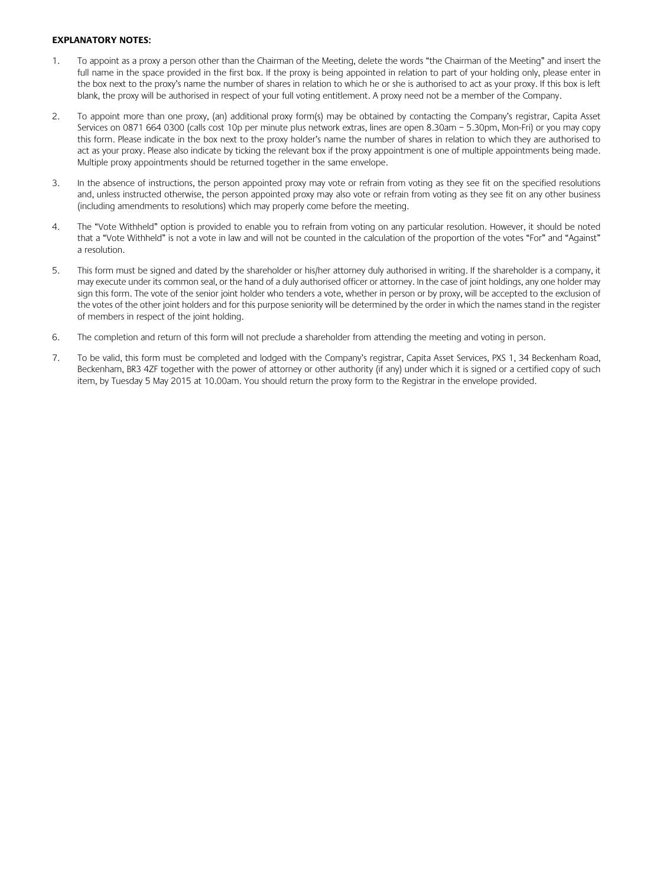**EXPLANATORY NOTES:**

1. To appoint as a proxy a person other than the Chairman of the Meeting, delete the words "the Chairman of the Meeting" and insert the full name in the space provided in the first box. If the proxy is being appointed in relation to part of your holding only, please enter in the box next to the proxy's name the number of shares in relation to which he or she is authorised to act as your proxy. If this box is left blank, the proxy will be authorised in respect of your full voting entitlement. A proxy need not be a member of the Company.

2. To appoint more than one proxy, (an) additional proxy form(s) may be obtained by contacting the Company's registrar, Capita Asset Services on 0871 664 0300 (calls cost 10p per minute plus network extras, lines are open 8.30am – 5.30pm, Mon-Fri) or you may copy this form. Please indicate in the box next to the proxy holder's name the number of shares in relation to which they are authorised to act as your proxy. Please also indicate by ticking the relevant box if the proxy appointment is one of multiple appointments being made. Multiple proxy appointments should be returned together in the same envelope.

3. In the absence of instructions, the person appointed proxy may vote or refrain from voting as they see fit on the specified resolutions and, unless instructed otherwise, the person appointed proxy may also vote or refrain from voting as they see fit on any other business (including amendments to resolutions) which may properly come before the meeting.

4. The "Vote Withheld" option is provided to enable you to refrain from voting on any particular resolution. However, it should be noted that a "Vote Withheld" is not a vote in law and will not be counted in the calculation of the proportion of the votes "For" and "Against" a resolution.

5. This form must be signed and dated by the shareholder or his/her attorney duly authorised in writing. If the shareholder is a company, it may execute under its common seal, or the hand of a duly authorised officer or attorney. In the case of joint holdings, any one holder may sign this form. The vote of the senior joint holder who tenders a vote, whether in person or by proxy, will be accepted to the exclusion of the votes of the other joint holders and for this purpose seniority will be determined by the order in which the names stand in the register of members in respect of the joint holding.

6. The completion and return of this form will not preclude a shareholder from attending the meeting and voting in person.

7. To be valid, this form must be completed and lodged with the Company's registrar, Capita Asset Services, PXS 1, 34 Beckenham Road, Beckenham, BR3 4ZF together with the power of attorney or other authority (if any) under which it is signed or a certified copy of such item, by Tuesday 5 May 2015 at 10.00am. You should return the proxy form to the Registrar in the envelope provided.